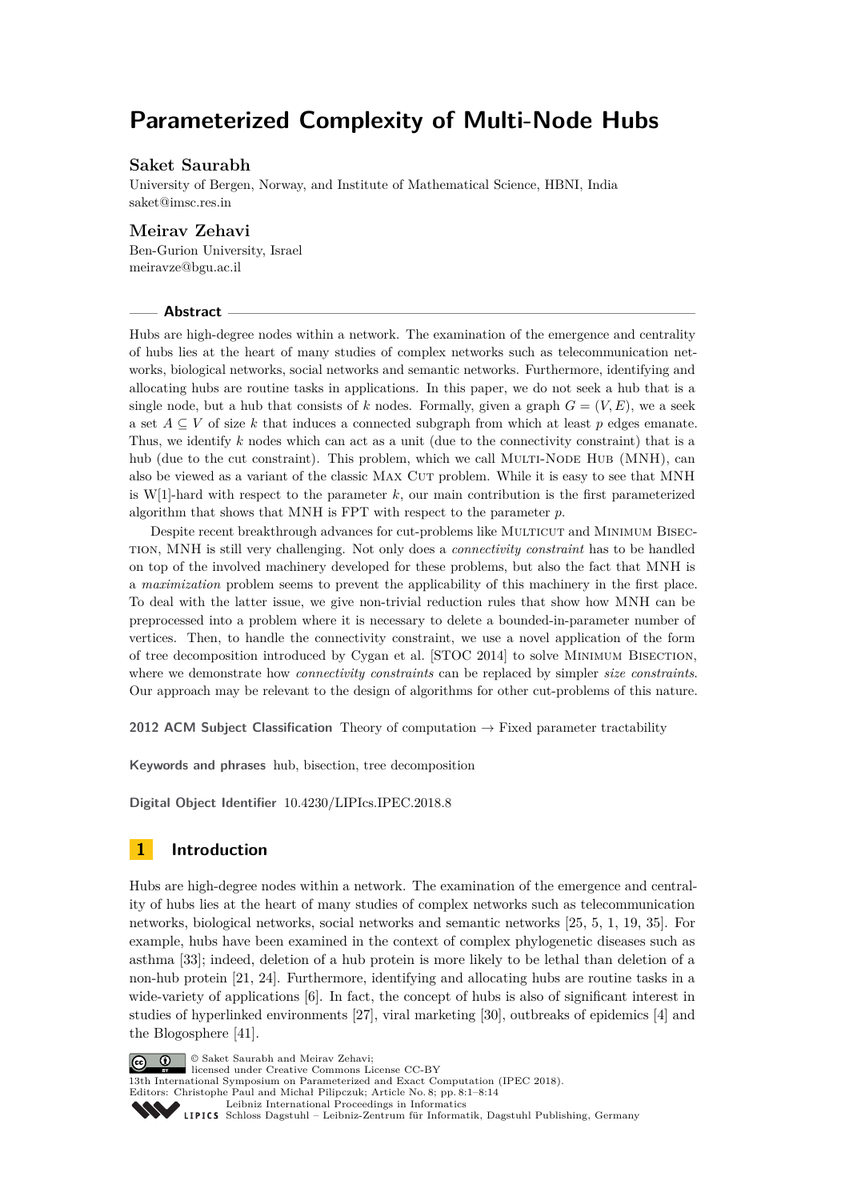# Parameterized Complexity of Multi-Node Hubs

**Saket Saurabh**

University of Bergen, Norway, and Institute of Mathematical Science, HBNI, India
saket@imsc.res.in

**Meirav Zehavi**

Ben-Gurion University, Israel
meiravze@bgu.ac.il

## Abstract

Hubs are high-degree nodes within a network. The examination of the emergence and centrality of hubs lies at the heart of many studies of complex networks such as telecommunication networks, biological networks, social networks and semantic networks. Furthermore, identifying and allocating hubs are routine tasks in applications. In this paper, we do not seek a hub that is a single node, but a hub that consists of $k$ nodes. Formally, given a graph $G = (V, E)$, we a seek a set $A \subseteq V$ of size $k$ that induces a connected subgraph from which at least $p$ edges emanate. Thus, we identify $k$ nodes which can act as a unit (due to the connectivity constraint) that is a hub (due to the cut constraint). This problem, which we call Multi-Node Hub (MNH), can also be viewed as a variant of the classic Max Cut problem. While it is easy to see that MNH is W[1]-hard with respect to the parameter $k$, our main contribution is the first parameterized algorithm that shows that MNH is FPT with respect to the parameter $p$.

Despite recent breakthrough advances for cut-problems like Multicut and Minimum Bisection, MNH is still very challenging. Not only does a *connectivity constraint* has to be handled on top of the involved machinery developed for these problems, but also the fact that MNH is a *maximization* problem seems to prevent the applicability of this machinery in the first place. To deal with the latter issue, we give non-trivial reduction rules that show how MNH can be preprocessed into a problem where it is necessary to delete a bounded-in-parameter number of vertices. Then, to handle the connectivity constraint, we use a novel application of the form of tree decomposition introduced by Cygan et al. [STOC 2014] to solve Minimum Bisection, where we demonstrate how *connectivity constraints* can be replaced by simpler *size constraints*. Our approach may be relevant to the design of algorithms for other cut-problems of this nature.

**2012 ACM Subject Classification** Theory of computation → Fixed parameter tractability

**Keywords and phrases** hub, bisection, tree decomposition

**Digital Object Identifier** 10.4230/LIPIcs.IPEC.2018.8

## 1 Introduction

Hubs are high-degree nodes within a network. The examination of the emergence and centrality of hubs lies at the heart of many studies of complex networks such as telecommunication networks, biological networks, social networks and semantic networks [25, 5, 1, 19, 35]. For example, hubs have been examined in the context of complex phylogenetic diseases such as asthma [33]; indeed, deletion of a hub protein is more likely to be lethal than deletion of a non-hub protein [21, 24]. Furthermore, identifying and allocating hubs are routine tasks in a wide-variety of applications [6]. In fact, the concept of hubs is also of significant interest in studies of hyperlinked environments [27], viral marketing [30], outbreaks of epidemics [4] and the Blogosphere [41].

© Saket Saurabh and Meirav Zehavi;
licensed under Creative Commons License CC-BY
13th International Symposium on Parameterized and Exact Computation (IPEC 2018).
Editors: Christophe Paul and Michał Pilipczuk; Article No. 8; pp. 8:1–8:14
Leibniz International Proceedings in Informatics
Schloss Dagstuhl – Leibniz-Zentrum für Informatik, Dagstuhl Publishing, Germany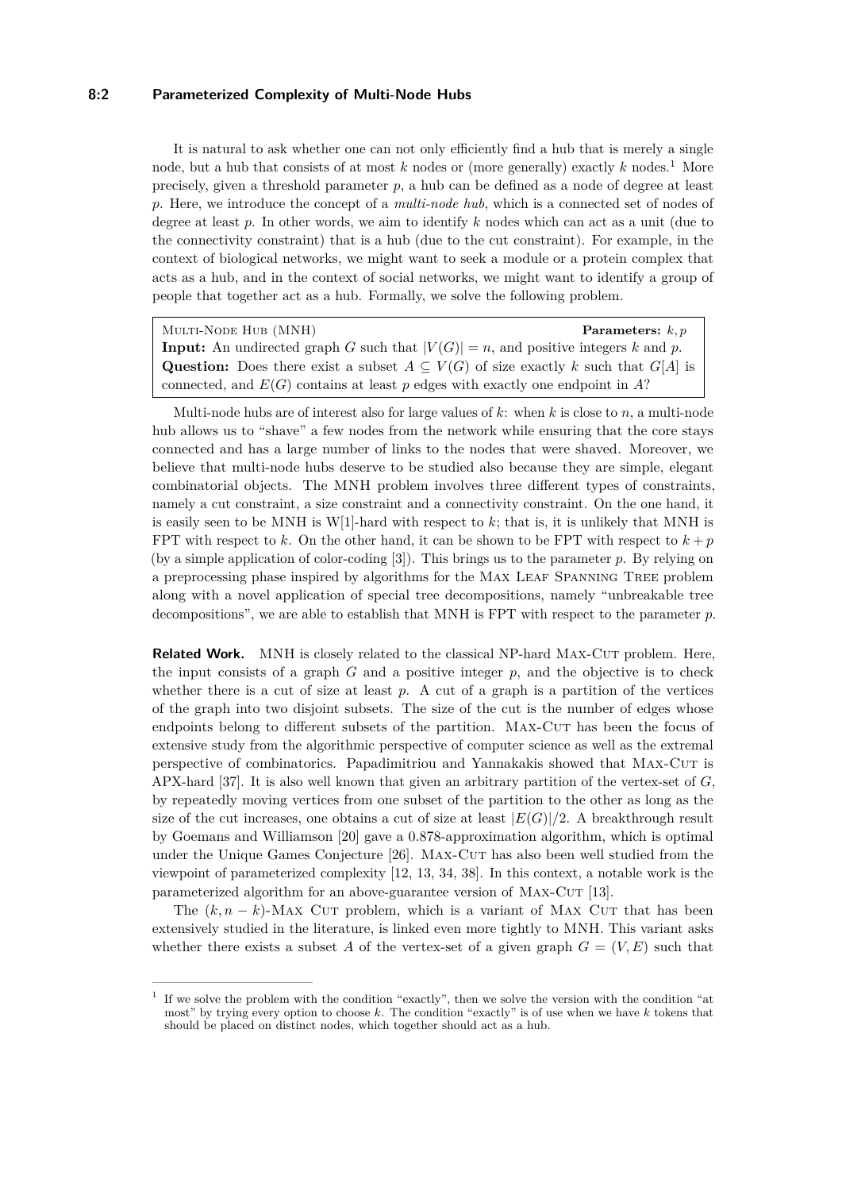It is natural to ask whether one can not only efficiently find a hub that is merely a single node, but a hub that consists of at most $k$ nodes or (more generally) exactly $k$ nodes.[1] More precisely, given a threshold parameter $p$, a hub can be defined as a node of degree at least $p$. Here, we introduce the concept of a *multi-node hub*, which is a connected set of nodes of degree at least $p$. In other words, we aim to identify $k$ nodes which can act as a unit (due to the connectivity constraint) that is a hub (due to the cut constraint). For example, in the context of biological networks, we might want to seek a module or a protein complex that acts as a hub, and in the context of social networks, we might want to identify a group of people that together act as a hub. Formally, we solve the following problem.

> Multi-Node Hub (MNH) **Parameters:** $k, p$
> **Input:** An undirected graph $G$ such that $|V(G)| = n$, and positive integers $k$ and $p$.
> **Question:** Does there exist a subset $A \subseteq V(G)$ of size exactly $k$ such that $G[A]$ is connected, and $E(G)$ contains at least $p$ edges with exactly one endpoint in $A$?

Multi-node hubs are of interest also for large values of $k$: when $k$ is close to $n$, a multi-node hub allows us to "shave" a few nodes from the network while ensuring that the core stays connected and has a large number of links to the nodes that were shaved. Moreover, we believe that multi-node hubs deserve to be studied also because they are simple, elegant combinatorial objects. The MNH problem involves three different types of constraints, namely a cut constraint, a size constraint and a connectivity constraint. On the one hand, it is easily seen to be MNH is W[1]-hard with respect to $k$; that is, it is unlikely that MNH is FPT with respect to $k$. On the other hand, it can be shown to be FPT with respect to $k + p$ (by a simple application of color-coding [3]). This brings us to the parameter $p$. By relying on a preprocessing phase inspired by algorithms for the Max Leaf Spanning Tree problem along with a novel application of special tree decompositions, namely "unbreakable tree decompositions", we are able to establish that MNH is FPT with respect to the parameter $p$.

**Related Work.** MNH is closely related to the classical NP-hard Max-Cut problem. Here, the input consists of a graph $G$ and a positive integer $p$, and the objective is to check whether there is a cut of size at least $p$. A cut of a graph is a partition of the vertices of the graph into two disjoint subsets. The size of the cut is the number of edges whose endpoints belong to different subsets of the partition. Max-Cut has been the focus of extensive study from the algorithmic perspective of computer science as well as the extremal perspective of combinatorics. Papadimitriou and Yannakakis showed that Max-Cut is APX-hard [37]. It is also well known that given an arbitrary partition of the vertex-set of $G$, by repeatedly moving vertices from one subset of the partition to the other as long as the size of the cut increases, one obtains a cut of size at least $|E(G)|/2$. A breakthrough result by Goemans and Williamson [20] gave a 0.878-approximation algorithm, which is optimal under the Unique Games Conjecture [26]. Max-Cut has also been well studied from the viewpoint of parameterized complexity [12, 13, 34, 38]. In this context, a notable work is the parameterized algorithm for an above-guarantee version of Max-Cut [13].

The $(k, n-k)$-Max Cut problem, which is a variant of Max Cut that has been extensively studied in the literature, is linked even more tightly to MNH. This variant asks whether there exists a subset $A$ of the vertex-set of a given graph $G = (V, E)$ such that

[1] If we solve the problem with the condition "exactly", then we solve the version with the condition "at most" by trying every option to choose $k$. The condition "exactly" is of use when we have $k$ tokens that should be placed on distinct nodes, which together should act as a hub.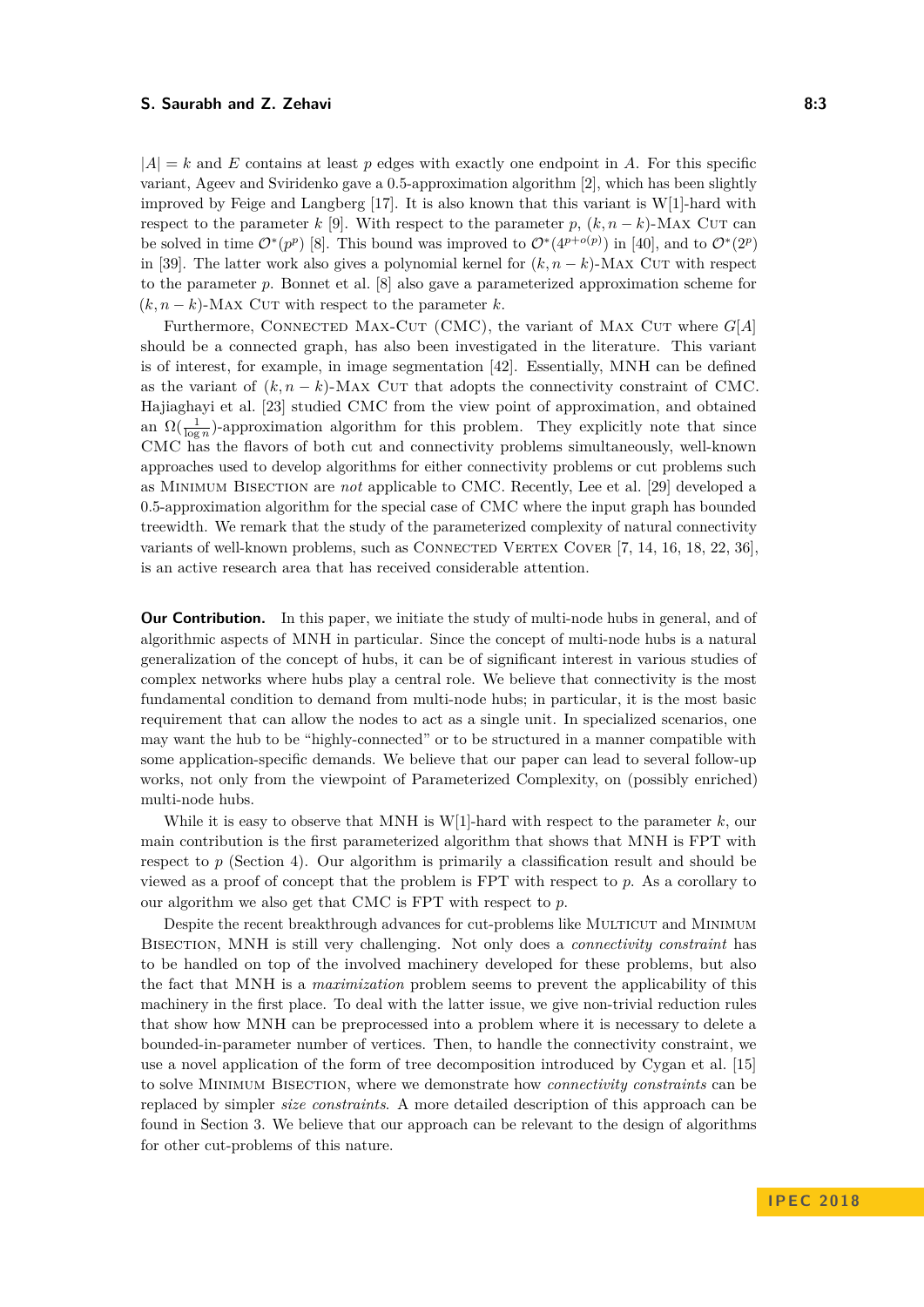$|A| = k$ and $E$ contains at least $p$ edges with exactly one endpoint in $A$. For this specific variant, Ageev and Sviridenko gave a 0.5-approximation algorithm [2], which has been slightly improved by Feige and Langberg [17]. It is also known that this variant is W[1]-hard with respect to the parameter $k$ [9]. With respect to the parameter $p$, $(k, n-k)$-Max Cut can be solved in time $\mathcal{O}^*(p^p)$ [8]. This bound was improved to $\mathcal{O}^*(4^{p+o(p)})$ in [40], and to $\mathcal{O}^*(2^p)$ in [39]. The latter work also gives a polynomial kernel for $(k, n-k)$-Max Cut with respect to the parameter $p$. Bonnet et al. [8] also gave a parameterized approximation scheme for $(k, n-k)$-Max Cut with respect to the parameter $k$.

Furthermore, Connected Max-Cut (CMC), the variant of Max Cut where $G[A]$ should be a connected graph, has also been investigated in the literature. This variant is of interest, for example, in image segmentation [42]. Essentially, MNH can be defined as the variant of $(k, n-k)$-Max Cut that adopts the connectivity constraint of CMC. Hajiaghayi et al. [23] studied CMC from the view point of approximation, and obtained an $\Omega(\frac{1}{\log n})$-approximation algorithm for this problem. They explicitly note that since CMC has the flavors of both cut and connectivity problems simultaneously, well-known approaches used to develop algorithms for either connectivity problems or cut problems such as Minimum Bisection are *not* applicable to CMC. Recently, Lee et al. [29] developed a 0.5-approximation algorithm for the special case of CMC where the input graph has bounded treewidth. We remark that the study of the parameterized complexity of natural connectivity variants of well-known problems, such as Connected Vertex Cover [7, 14, 16, 18, 22, 36], is an active research area that has received considerable attention.

**Our Contribution.** In this paper, we initiate the study of multi-node hubs in general, and of algorithmic aspects of MNH in particular. Since the concept of multi-node hubs is a natural generalization of the concept of hubs, it can be of significant interest in various studies of complex networks where hubs play a central role. We believe that connectivity is the most fundamental condition to demand from multi-node hubs; in particular, it is the most basic requirement that can allow the nodes to act as a single unit. In specialized scenarios, one may want the hub to be "highly-connected" or to be structured in a manner compatible with some application-specific demands. We believe that our paper can lead to several follow-up works, not only from the viewpoint of Parameterized Complexity, on (possibly enriched) multi-node hubs.

While it is easy to observe that MNH is W[1]-hard with respect to the parameter $k$, our main contribution is the first parameterized algorithm that shows that MNH is FPT with respect to $p$ (Section 4). Our algorithm is primarily a classification result and should be viewed as a proof of concept that the problem is FPT with respect to $p$. As a corollary to our algorithm we also get that CMC is FPT with respect to $p$.

Despite the recent breakthrough advances for cut-problems like Multicut and Minimum Bisection, MNH is still very challenging. Not only does a *connectivity constraint* has to be handled on top of the involved machinery developed for these problems, but also the fact that MNH is a *maximization* problem seems to prevent the applicability of this machinery in the first place. To deal with the latter issue, we give non-trivial reduction rules that show how MNH can be preprocessed into a problem where it is necessary to delete a bounded-in-parameter number of vertices. Then, to handle the connectivity constraint, we use a novel application of the form of tree decomposition introduced by Cygan et al. [15] to solve Minimum Bisection, where we demonstrate how *connectivity constraints* can be replaced by simpler *size constraints*. A more detailed description of this approach can be found in Section 3. We believe that our approach can be relevant to the design of algorithms for other cut-problems of this nature.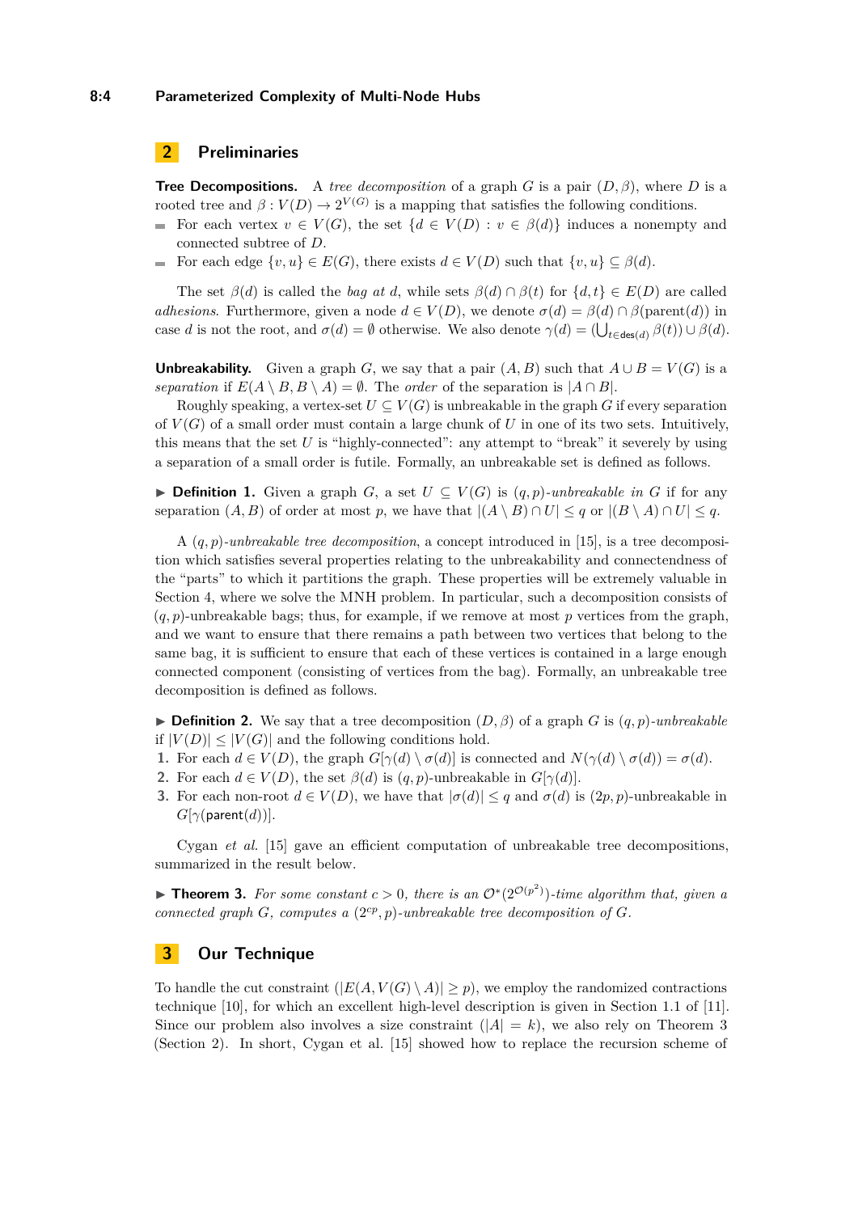## 2 Preliminaries

**Tree Decompositions.** A *tree decomposition* of a graph $G$ is a pair $(D, \beta)$, where $D$ is a rooted tree and $\beta : V(D) \to 2^{V(G)}$ is a mapping that satisfies the following conditions.

- For each vertex $v \in V(G)$, the set $\{d \in V(D) : v \in \beta(d)\}$ induces a nonempty and connected subtree of $D$.
- For each edge $\{v, u\} \in E(G)$, there exists $d \in V(D)$ such that $\{v, u\} \subseteq \beta(d)$.

The set $\beta(d)$ is called the *bag at* $d$, while sets $\beta(d) \cap \beta(t)$ for $\{d, t\} \in E(D)$ are called *adhesions*. Furthermore, given a node $d \in V(D)$, we denote $\sigma(d) = \beta(d) \cap \beta(\text{parent}(d))$ in case $d$ is not the root, and $\sigma(d) = \emptyset$ otherwise. We also denote $\gamma(d) = (\bigcup_{t \in \mathsf{des}(d)} \beta(t)) \cup \beta(d)$.

**Unbreakability.** Given a graph $G$, we say that a pair $(A, B)$ such that $A \cup B = V(G)$ is a *separation* if $E(A \setminus B, B \setminus A) = \emptyset$. The *order* of the separation is $|A \cap B|$.

Roughly speaking, a vertex-set $U \subseteq V(G)$ is unbreakable in the graph $G$ if every separation of $V(G)$ of a small order must contain a large chunk of $U$ in one of its two sets. Intuitively, this means that the set $U$ is "highly-connected": any attempt to "break" it severely by using a separation of a small order is futile. Formally, an unbreakable set is defined as follows.

▶ **Definition 1.** Given a graph $G$, a set $U \subseteq V(G)$ is $(q, p)$*-unbreakable in* $G$ if for any separation $(A, B)$ of order at most $p$, we have that $|(A \setminus B) \cap U| \leq q$ or $|(B \setminus A) \cap U| \leq q$.

A $(q, p)$*-unbreakable tree decomposition*, a concept introduced in [15], is a tree decomposition which satisfies several properties relating to the unbreakability and connectendness of the "parts" to which it partitions the graph. These properties will be extremely valuable in Section 4, where we solve the MNH problem. In particular, such a decomposition consists of $(q, p)$-unbreakable bags; thus, for example, if we remove at most $p$ vertices from the graph, and we want to ensure that there remains a path between two vertices that belong to the same bag, it is sufficient to ensure that each of these vertices is contained in a large enough connected component (consisting of vertices from the bag). Formally, an unbreakable tree decomposition is defined as follows.

▶ **Definition 2.** We say that a tree decomposition $(D, \beta)$ of a graph $G$ is $(q, p)$*-unbreakable* if $|V(D)| \leq |V(G)|$ and the following conditions hold.

1. For each $d \in V(D)$, the graph $G[\gamma(d) \setminus \sigma(d)]$ is connected and $N(\gamma(d) \setminus \sigma(d)) = \sigma(d)$.
2. For each $d \in V(D)$, the set $\beta(d)$ is $(q, p)$-unbreakable in $G[\gamma(d)]$.
3. For each non-root $d \in V(D)$, we have that $|\sigma(d)| \leq q$ and $\sigma(d)$ is $(2p, p)$-unbreakable in $G[\gamma(\mathsf{parent}(d))]$.

Cygan *et al.* [15] gave an efficient computation of unbreakable tree decompositions, summarized in the result below.

▶ **Theorem 3.** *For some constant $c > 0$, there is an $\mathcal{O}^*(2^{\mathcal{O}(p^2)})$-time algorithm that, given a connected graph $G$, computes a $(2^{cp}, p)$-unbreakable tree decomposition of $G$.*

## 3 Our Technique

To handle the cut constraint ($|E(A, V(G) \setminus A)| \geq p$), we employ the randomized contractions technique [10], for which an excellent high-level description is given in Section 1.1 of [11]. Since our problem also involves a size constraint ($|A| = k$), we also rely on Theorem 3 (Section 2). In short, Cygan et al. [15] showed how to replace the recursion scheme of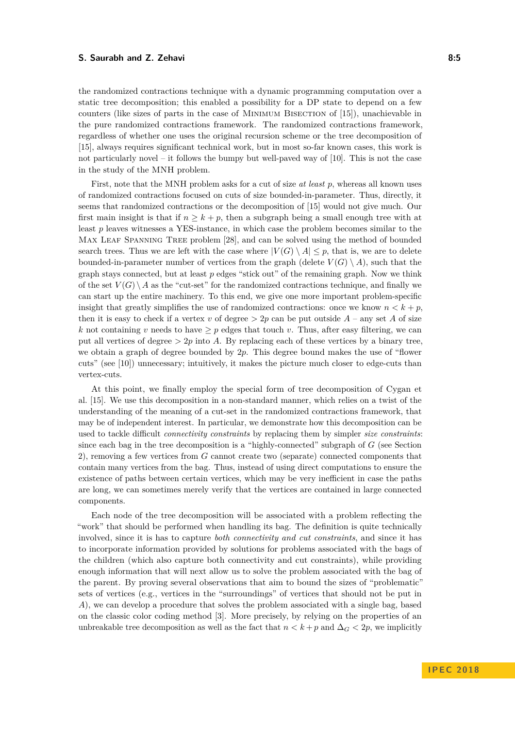the randomized contractions technique with a dynamic programming computation over a static tree decomposition; this enabled a possibility for a DP state to depend on a few counters (like sizes of parts in the case of Minimum Bisection of [15]), unachievable in the pure randomized contractions framework. The randomized contractions framework, regardless of whether one uses the original recursion scheme or the tree decomposition of [15], always requires significant technical work, but in most so-far known cases, this work is not particularly novel – it follows the bumpy but well-paved way of [10]. This is not the case in the study of the MNH problem.

First, note that the MNH problem asks for a cut of size *at least* $p$, whereas all known uses of randomized contractions focused on cuts of size bounded-in-parameter. Thus, directly, it seems that randomized contractions or the decomposition of [15] would not give much. Our first main insight is that if $n \geq k+p$, then a subgraph being a small enough tree with at least $p$ leaves witnesses a YES-instance, in which case the problem becomes similar to the Max Leaf Spanning Tree problem [28], and can be solved using the method of bounded search trees. Thus we are left with the case where $|V(G) \setminus A| \leq p$, that is, we are to delete bounded-in-parameter number of vertices from the graph (delete $V(G) \setminus A$), such that the graph stays connected, but at least $p$ edges "stick out" of the remaining graph. Now we think of the set $V(G) \setminus A$ as the "cut-set" for the randomized contractions technique, and finally we can start up the entire machinery. To this end, we give one more important problem-specific insight that greatly simplifies the use of randomized contractions: once we know $n < k+p$, then it is easy to check if a vertex $v$ of degree $> 2p$ can be put outside $A$ – any set $A$ of size $k$ not containing $v$ needs to have $\geq p$ edges that touch $v$. Thus, after easy filtering, we can put all vertices of degree $> 2p$ into $A$. By replacing each of these vertices by a binary tree, we obtain a graph of degree bounded by $2p$. This degree bound makes the use of "flower cuts" (see [10]) unnecessary; intuitively, it makes the picture much closer to edge-cuts than vertex-cuts.

At this point, we finally employ the special form of tree decomposition of Cygan et al. [15]. We use this decomposition in a non-standard manner, which relies on a twist of the understanding of the meaning of a cut-set in the randomized contractions framework, that may be of independent interest. In particular, we demonstrate how this decomposition can be used to tackle difficult *connectivity constraints* by replacing them by simpler *size constraints*: since each bag in the tree decomposition is a "highly-connected" subgraph of $G$ (see Section 2), removing a few vertices from $G$ cannot create two (separate) connected components that contain many vertices from the bag. Thus, instead of using direct computations to ensure the existence of paths between certain vertices, which may be very inefficient in case the paths are long, we can sometimes merely verify that the vertices are contained in large connected components.

Each node of the tree decomposition will be associated with a problem reflecting the "work" that should be performed when handling its bag. The definition is quite technically involved, since it is has to capture *both connectivity and cut constraints*, and since it has to incorporate information provided by solutions for problems associated with the bags of the children (which also capture both connectivity and cut constraints), while providing enough information that will next allow us to solve the problem associated with the bag of the parent. By proving several observations that aim to bound the sizes of "problematic" sets of vertices (e.g., vertices in the "surroundings" of vertices that should not be put in $A$), we can develop a procedure that solves the problem associated with a single bag, based on the classic color coding method [3]. More precisely, by relying on the properties of an unbreakable tree decomposition as well as the fact that $n < k+p$ and $\Delta_G < 2p$, we implicitly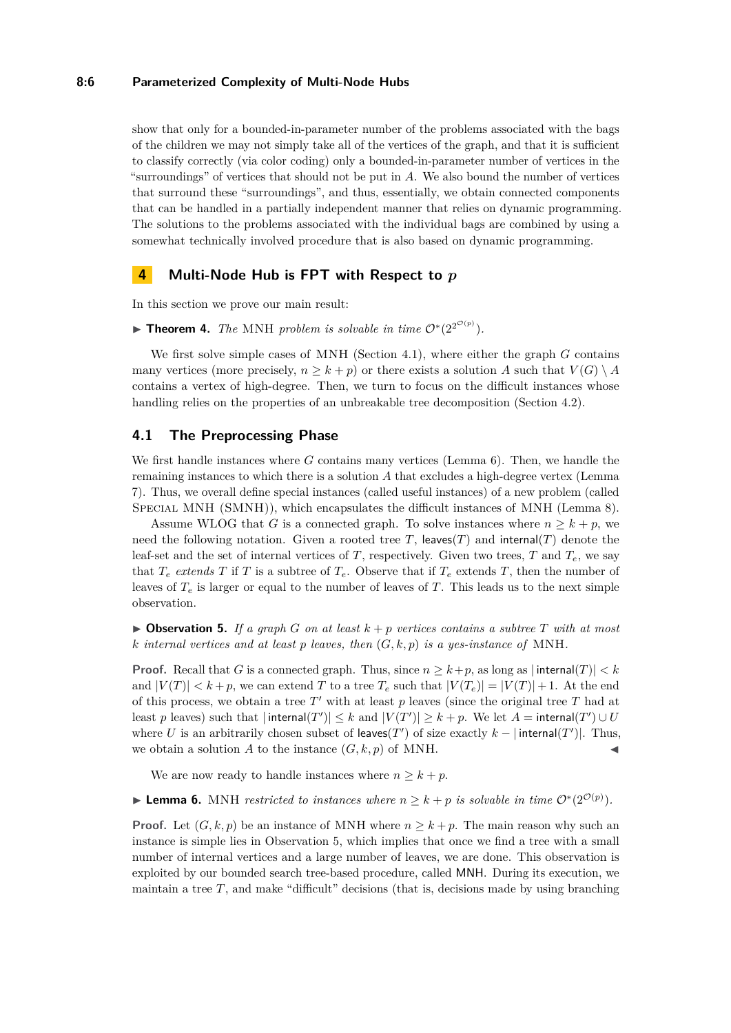show that only for a bounded-in-parameter number of the problems associated with the bags of the children we may not simply take all of the vertices of the graph, and that it is sufficient to classify correctly (via color coding) only a bounded-in-parameter number of vertices in the "surroundings" of vertices that should not be put in $A$. We also bound the number of vertices that surround these "surroundings", and thus, essentially, we obtain connected components that can be handled in a partially independent manner that relies on dynamic programming. The solutions to the problems associated with the individual bags are combined by using a somewhat technically involved procedure that is also based on dynamic programming.

## 4 Multi-Node Hub is FPT with Respect to $p$

In this section we prove our main result:

▶ **Theorem 4.** *The* MNH *problem is solvable in time* $\mathcal{O}^*(2^{2^{\mathcal{O}(p)}})$.

We first solve simple cases of MNH (Section 4.1), where either the graph $G$ contains many vertices (more precisely, $n \geq k+p$) or there exists a solution $A$ such that $V(G) \setminus A$ contains a vertex of high-degree. Then, we turn to focus on the difficult instances whose handling relies on the properties of an unbreakable tree decomposition (Section 4.2).

### 4.1 The Preprocessing Phase

We first handle instances where $G$ contains many vertices (Lemma 6). Then, we handle the remaining instances to which there is a solution $A$ that excludes a high-degree vertex (Lemma 7). Thus, we overall define special instances (called useful instances) of a new problem (called Special MNH (SMNH)), which encapsulates the difficult instances of MNH (Lemma 8).

Assume WLOG that $G$ is a connected graph. To solve instances where $n \geq k+p$, we need the following notation. Given a rooted tree $T$, $\mathsf{leaves}(T)$ and $\mathsf{internal}(T)$ denote the leaf-set and the set of internal vertices of $T$, respectively. Given two trees, $T$ and $T_e$, we say that $T_e$ *extends* $T$ if $T$ is a subtree of $T_e$. Observe that if $T_e$ extends $T$, then the number of leaves of $T_e$ is larger or equal to the number of leaves of $T$. This leads us to the next simple observation.

▶ **Observation 5.** *If a graph $G$ on at least $k+p$ vertices contains a subtree $T$ with at most $k$ internal vertices and at least $p$ leaves, then $(G,k,p)$ is a yes-instance of* MNH.

**Proof.** Recall that $G$ is a connected graph. Thus, since $n \geq k+p$, as long as $|\mathsf{internal}(T)| < k$ and $|V(T)| < k+p$, we can extend $T$ to a tree $T_e$ such that $|V(T_e)| = |V(T)|+1$. At the end of this process, we obtain a tree $T'$ with at least $p$ leaves (since the original tree $T$ had at least $p$ leaves) such that $|\mathsf{internal}(T')| \leq k$ and $|V(T')| \geq k+p$. We let $A = \mathsf{internal}(T') \cup U$ where $U$ is an arbitrarily chosen subset of $\mathsf{leaves}(T')$ of size exactly $k - |\mathsf{internal}(T')|$. Thus, we obtain a solution $A$ to the instance $(G,k,p)$ of MNH. ◀

We are now ready to handle instances where $n \geq k+p$.

▶ **Lemma 6.** MNH *restricted to instances where $n \geq k+p$ is solvable in time* $\mathcal{O}^*(2^{\mathcal{O}(p)})$.

**Proof.** Let $(G,k,p)$ be an instance of MNH where $n \geq k+p$. The main reason why such an instance is simple lies in Observation 5, which implies that once we find a tree with a small number of internal vertices and a large number of leaves, we are done. This observation is exploited by our bounded search tree-based procedure, called $\mathsf{MNH}$. During its execution, we maintain a tree $T$, and make "difficult" decisions (that is, decisions made by using branching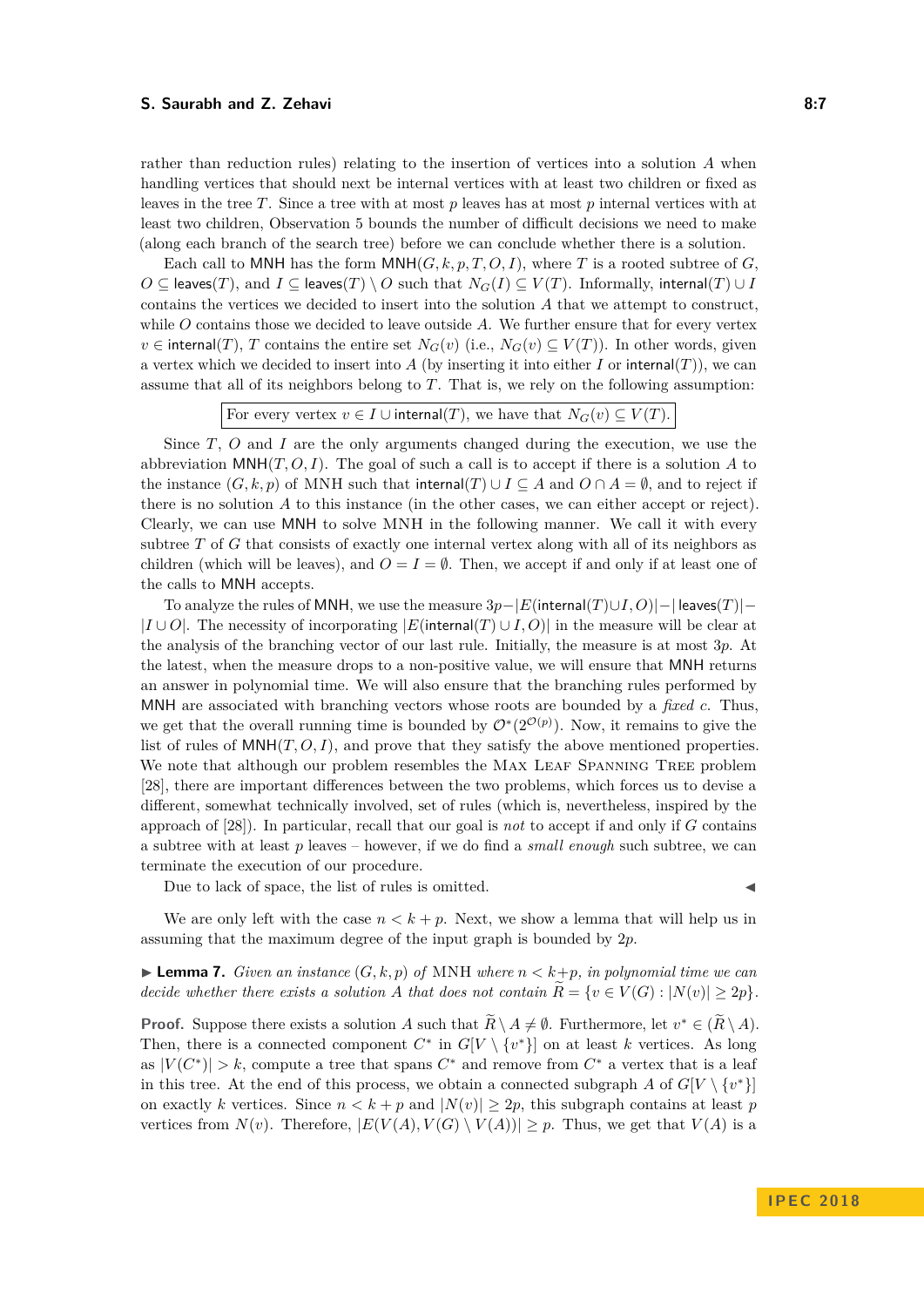rather than reduction rules) relating to the insertion of vertices into a solution $A$ when handling vertices that should next be internal vertices with at least two children or fixed as leaves in the tree $T$. Since a tree with at most $p$ leaves has at most $p$ internal vertices with at least two children, Observation 5 bounds the number of difficult decisions we need to make (along each branch of the search tree) before we can conclude whether there is a solution.

Each call to MNH has the form $\mathsf{MNH}(G, k, p, T, O, I)$, where $T$ is a rooted subtree of $G$, $O \subseteq \mathsf{leaves}(T)$, and $I \subseteq \mathsf{leaves}(T) \setminus O$ such that $N_G(I) \subseteq V(T)$. Informally, $\mathsf{internal}(T) \cup I$ contains the vertices we decided to insert into the solution $A$ that we attempt to construct, while $O$ contains those we decided to leave outside $A$. We further ensure that for every vertex $v \in \mathsf{internal}(T)$, $T$ contains the entire set $N_G(v)$ (i.e., $N_G(v) \subseteq V(T)$). In other words, given a vertex which we decided to insert into $A$ (by inserting it into either $I$ or $\mathsf{internal}(T)$), we can assume that all of its neighbors belong to $T$. That is, we rely on the following assumption:

For every vertex $v \in I \cup \mathsf{internal}(T)$, we have that $N_G(v) \subseteq V(T)$.

Since $T$, $O$ and $I$ are the only arguments changed during the execution, we use the abbreviation $\mathsf{MNH}(T, O, I)$. The goal of such a call is to accept if there is a solution $A$ to the instance $(G, k, p)$ of MNH such that $\mathsf{internal}(T) \cup I \subseteq A$ and $O \cap A = \emptyset$, and to reject if there is no solution $A$ to this instance (in the other cases, we can either accept or reject). Clearly, we can use MNH to solve MNH in the following manner. We call it with every subtree $T$ of $G$ that consists of exactly one internal vertex along with all of its neighbors as children (which will be leaves), and $O = I = \emptyset$. Then, we accept if and only if at least one of the calls to MNH accepts.

To analyze the rules of MNH, we use the measure $3p - |E(\mathsf{internal}(T) \cup I, O)| - |\mathsf{leaves}(T)| - |I \cup O|$. The necessity of incorporating $|E(\mathsf{internal}(T) \cup I, O)|$ in the measure will be clear at the analysis of the branching vector of our last rule. Initially, the measure is at most $3p$. At the latest, when the measure drops to a non-positive value, we will ensure that MNH returns an answer in polynomial time. We will also ensure that the branching rules performed by MNH are associated with branching vectors whose roots are bounded by a *fixed* $c$. Thus, we get that the overall running time is bounded by $\mathcal{O}^*(2^{\mathcal{O}(p)})$. Now, it remains to give the list of rules of $\mathsf{MNH}(T, O, I)$, and prove that they satisfy the above mentioned properties. We note that although our problem resembles the Max Leaf Spanning Tree problem [28], there are important differences between the two problems, which forces us to devise a different, somewhat technically involved, set of rules (which is, nevertheless, inspired by the approach of [28]). In particular, recall that our goal is *not* to accept if and only if $G$ contains a subtree with at least $p$ leaves – however, if we do find a *small enough* such subtree, we can terminate the execution of our procedure.

Due to lack of space, the list of rules is omitted. ◀

We are only left with the case $n < k + p$. Next, we show a lemma that will help us in assuming that the maximum degree of the input graph is bounded by $2p$.

▶ **Lemma 7.** *Given an instance $(G, k, p)$ of MNH where $n < k + p$, in polynomial time we can decide whether there exists a solution $A$ that does not contain $\widetilde{R} = \{v \in V(G) : |N(v)| \geq 2p\}$.*

**Proof.** Suppose there exists a solution $A$ such that $\widetilde{R} \setminus A \neq \emptyset$. Furthermore, let $v^* \in (\widetilde{R} \setminus A)$. Then, there is a connected component $C^*$ in $G[V \setminus \{v^*\}]$ on at least $k$ vertices. As long as $|V(C^*)| > k$, compute a tree that spans $C^*$ and remove from $C^*$ a vertex that is a leaf in this tree. At the end of this process, we obtain a connected subgraph $A$ of $G[V \setminus \{v^*\}]$ on exactly $k$ vertices. Since $n < k + p$ and $|N(v)| \geq 2p$, this subgraph contains at least $p$ vertices from $N(v)$. Therefore, $|E(V(A), V(G) \setminus V(A))| \geq p$. Thus, we get that $V(A)$ is a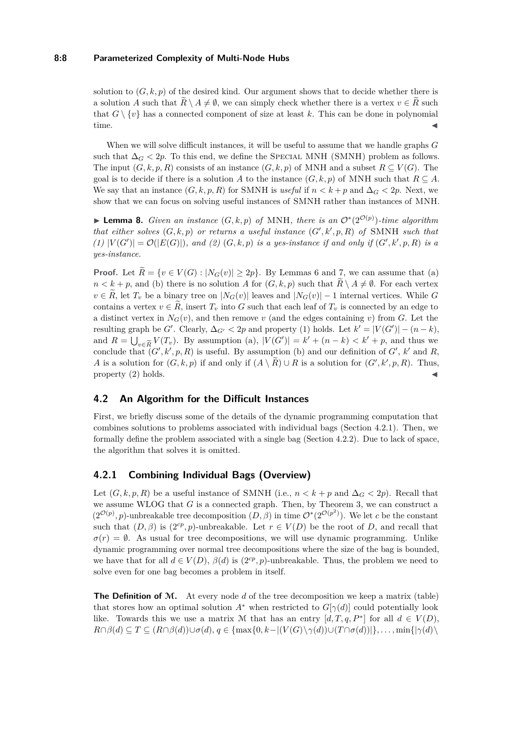solution to $(G, k, p)$ of the desired kind. Our argument shows that to decide whether there is a solution $A$ such that $\widetilde{R} \setminus A \neq \emptyset$, we can simply check whether there is a vertex $v \in \widetilde{R}$ such that $G \setminus \{v\}$ has a connected component of size at least $k$. This can be done in polynomial time. ◀

When we will solve difficult instances, it will be useful to assume that we handle graphs $G$ such that $\Delta_G < 2p$. To this end, we define the SPECIAL MNH (SMNH) problem as follows. The input $(G, k, p, R)$ consists of an instance $(G, k, p)$ of MNH and a subset $R \subseteq V(G)$. The goal is to decide if there is a solution $A$ to the instance $(G, k, p)$ of MNH such that $R \subseteq A$. We say that an instance $(G, k, p, R)$ for SMNH is *useful* if $n < k + p$ and $\Delta_G < 2p$. Next, we show that we can focus on solving useful instances of SMNH rather than instances of MNH.

▶ **Lemma 8.** *Given an instance $(G, k, p)$ of* MNH*, there is an $\mathcal{O}^*(2^{\mathcal{O}(p)})$-time algorithm that either solves $(G, k, p)$ or returns a useful instance $(G', k', p, R)$ of* SMNH *such that (1) $|V(G')| = \mathcal{O}(|E(G)|)$, and (2) $(G, k, p)$ is a yes-instance if and only if $(G', k', p, R)$ is a yes-instance.*

**Proof.** Let $\widetilde{R} = \{v \in V(G) : |N_G(v)| \geq 2p\}$. By Lemmas 6 and 7, we can assume that (a) $n < k + p$, and (b) there is no solution $A$ for $(G, k, p)$ such that $\widetilde{R} \setminus A \neq \emptyset$. For each vertex $v \in \widetilde{R}$, let $T_v$ be a binary tree on $|N_G(v)|$ leaves and $|N_G(v)| - 1$ internal vertices. While $G$ contains a vertex $v \in \widetilde{R}$, insert $T_v$ into $G$ such that each leaf of $T_v$ is connected by an edge to a distinct vertex in $N_G(v)$, and then remove $v$ (and the edges containing $v$) from $G$. Let the resulting graph be $G'$. Clearly, $\Delta_{G'} < 2p$ and property (1) holds. Let $k' = |V(G')| - (n - k)$, and $R = \bigcup_{v \in \widetilde{R}} V(T_v)$. By assumption (a), $|V(G')| = k' + (n - k) < k' + p$, and thus we conclude that $(G', k', p, R)$ is useful. By assumption (b) and our definition of $G'$, $k'$ and $R$, $A$ is a solution for $(G, k, p)$ if and only if $(A \setminus \widetilde{R}) \cup R$ is a solution for $(G', k', p, R)$. Thus, property (2) holds. ◀

## 4.2 An Algorithm for the Difficult Instances

First, we briefly discuss some of the details of the dynamic programming computation that combines solutions to problems associated with individual bags (Section 4.2.1). Then, we formally define the problem associated with a single bag (Section 4.2.2). Due to lack of space, the algorithm that solves it is omitted.

### 4.2.1 Combining Individual Bags (Overview)

Let $(G, k, p, R)$ be a useful instance of SMNH (i.e., $n < k + p$ and $\Delta_G < 2p$). Recall that we assume WLOG that $G$ is a connected graph. Then, by Theorem 3, we can construct a $(2^{\mathcal{O}(p)}, p)$-unbreakable tree decomposition $(D, \beta)$ in time $\mathcal{O}^*(2^{\mathcal{O}(p^2)})$. We let $c$ be the constant such that $(D, \beta)$ is $(2^{cp}, p)$-unbreakable. Let $r \in V(D)$ be the root of $D$, and recall that $\sigma(r) = \emptyset$. As usual for tree decompositions, we will use dynamic programming. Unlike dynamic programming over normal tree decompositions where the size of the bag is bounded, we have that for all $d \in V(D)$, $\beta(d)$ is $(2^{cp}, p)$-unbreakable. Thus, the problem we need to solve even for one bag becomes a problem in itself.

**The Definition of $\mathcal{M}$.** At every node $d$ of the tree decomposition we keep a matrix (table) that stores how an optimal solution $A^*$ when restricted to $G[\gamma(d)]$ could potentially look like. Towards this we use a matrix $\mathcal{M}$ that has an entry $[d, T, q, P^*]$ for all $d \in V(D)$, $R \cap \beta(d) \subseteq T \subseteq (R \cap \beta(d)) \cup \sigma(d)$, $q \in \{\max\{0, k - |(V(G) \setminus \gamma(d)) \cup (T \cap \sigma(d))|\}, \ldots, \min\{|\gamma(d) \setminus$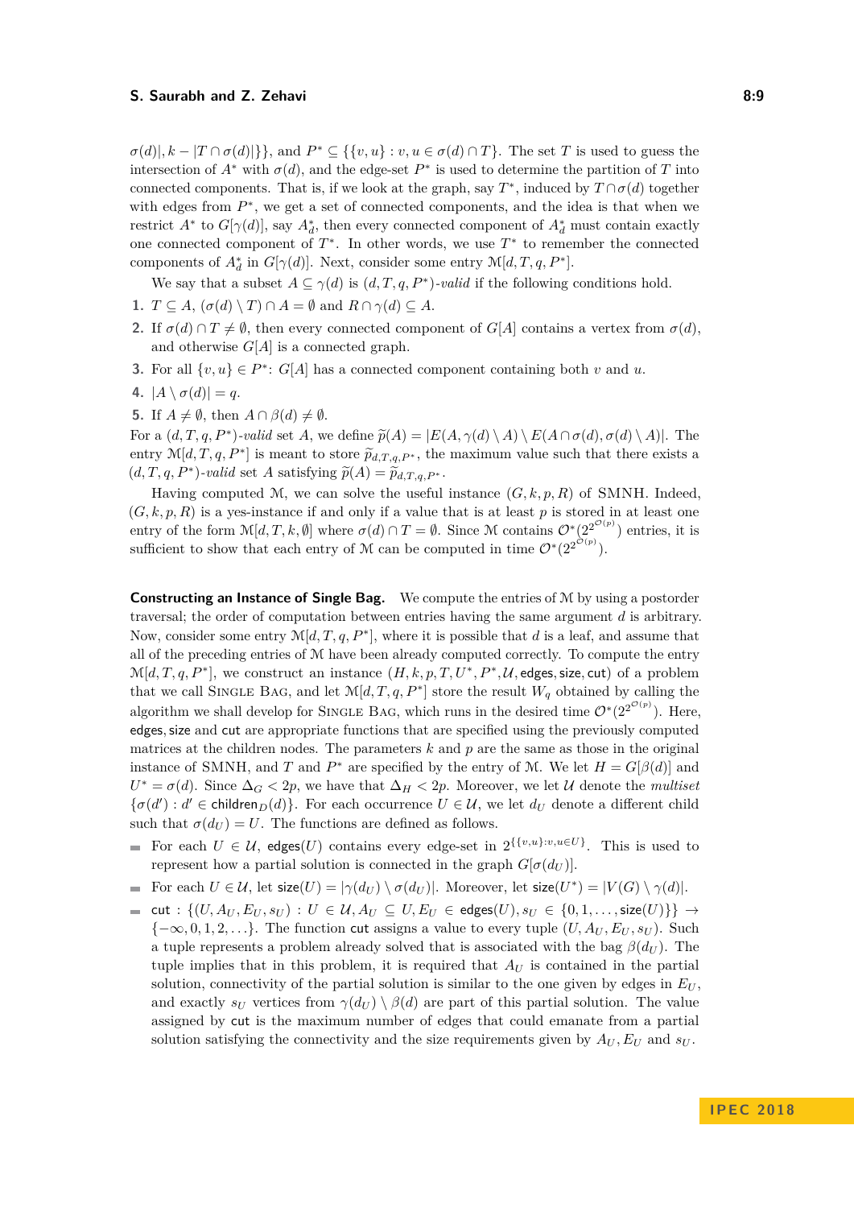$\sigma(d)|, k - |T \cap \sigma(d)|\}\}$, and $P^* \subseteq \{\{v, u\} : v, u \in \sigma(d) \cap T\}$. The set $T$ is used to guess the intersection of $A^*$ with $\sigma(d)$, and the edge-set $P^*$ is used to determine the partition of $T$ into connected components. That is, if we look at the graph, say $T^*$, induced by $T \cap \sigma(d)$ together with edges from $P^*$, we get a set of connected components, and the idea is that when we restrict $A^*$ to $G[\gamma(d)]$, say $A^*_d$, then every connected component of $A^*_d$ must contain exactly one connected component of $T^*$. In other words, we use $T^*$ to remember the connected components of $A^*_d$ in $G[\gamma(d)]$. Next, consider some entry $\mathcal{M}[d, T, q, P^*]$.

We say that a subset $A \subseteq \gamma(d)$ is $(d, T, q, P^*)$-*valid* if the following conditions hold.

1. $T \subseteq A$, $(\sigma(d) \setminus T) \cap A = \emptyset$ and $R \cap \gamma(d) \subseteq A$.
2. If $\sigma(d) \cap T \neq \emptyset$, then every connected component of $G[A]$ contains a vertex from $\sigma(d)$, and otherwise $G[A]$ is a connected graph.
3. For all $\{v, u\} \in P^*$: $G[A]$ has a connected component containing both $v$ and $u$.
4. $|A \setminus \sigma(d)| = q$.
5. If $A \neq \emptyset$, then $A \cap \beta(d) \neq \emptyset$.

For a $(d, T, q, P^*)$-*valid* set $A$, we define $\widetilde{p}(A) = |E(A, \gamma(d) \setminus A) \setminus E(A \cap \sigma(d), \sigma(d) \setminus A)|$. The entry $\mathcal{M}[d, T, q, P^*]$ is meant to store $\widetilde{p}_{d,T,q,P^*}$, the maximum value such that there exists a $(d, T, q, P^*)$-*valid* set $A$ satisfying $\widetilde{p}(A) = \widetilde{p}_{d,T,q,P^*}$.

Having computed $\mathcal{M}$, we can solve the useful instance $(G, k, p, R)$ of SMNH. Indeed, $(G, k, p, R)$ is a yes-instance if and only if a value that is at least $p$ is stored in at least one entry of the form $\mathcal{M}[d, T, k, \emptyset]$ where $\sigma(d) \cap T = \emptyset$. Since $\mathcal{M}$ contains $\mathcal{O}^*(2^{2^{\mathcal{O}(p)}})$ entries, it is sufficient to show that each entry of $\mathcal{M}$ can be computed in time $\mathcal{O}^*(2^{2^{\mathcal{O}(p)}})$.

**Constructing an Instance of Single Bag.** We compute the entries of $\mathcal{M}$ by using a postorder traversal; the order of computation between entries having the same argument $d$ is arbitrary. Now, consider some entry $\mathcal{M}[d, T, q, P^*]$, where it is possible that $d$ is a leaf, and assume that all of the preceding entries of $\mathcal{M}$ have been already computed correctly. To compute the entry $\mathcal{M}[d, T, q, P^*]$, we construct an instance $(H, k, p, T, U^*, P^*, \mathcal{U}, \mathsf{edges}, \mathsf{size}, \mathsf{cut})$ of a problem that we call SINGLE BAG, and let $\mathcal{M}[d, T, q, P^*]$ store the result $W_q$ obtained by calling the algorithm we shall develop for SINGLE BAG, which runs in the desired time $\mathcal{O}^*(2^{2^{\mathcal{O}(p)}})$. Here, $\mathsf{edges}, \mathsf{size}$ and $\mathsf{cut}$ are appropriate functions that are specified using the previously computed matrices at the children nodes. The parameters $k$ and $p$ are the same as those in the original instance of SMNH, and $T$ and $P^*$ are specified by the entry of $\mathcal{M}$. We let $H = G[\beta(d)]$ and $U^* = \sigma(d)$. Since $\Delta_G < 2p$, we have that $\Delta_H < 2p$. Moreover, we let $\mathcal{U}$ denote the *multiset* $\{\sigma(d') : d' \in \mathsf{children}_D(d)\}$. For each occurrence $U \in \mathcal{U}$, we let $d_U$ denote a different child such that $\sigma(d_U) = U$. The functions are defined as follows.

- For each $U \in \mathcal{U}$, $\mathsf{edges}(U)$ contains every edge-set in $2^{\{\{v,u\}:v,u \in U\}}$. This is used to represent how a partial solution is connected in the graph $G[\sigma(d_U)]$.
- For each $U \in \mathcal{U}$, let $\mathsf{size}(U) = |\gamma(d_U) \setminus \sigma(d_U)|$. Moreover, let $\mathsf{size}(U^*) = |V(G) \setminus \gamma(d)|$.
- $\mathsf{cut} : \{(U, A_U, E_U, s_U) : U \in \mathcal{U}, A_U \subseteq U, E_U \in \mathsf{edges}(U), s_U \in \{0, 1, \ldots, \mathsf{size}(U)\}\} \to \{-\infty, 0, 1, 2, \ldots\}$. The function $\mathsf{cut}$ assigns a value to every tuple $(U, A_U, E_U, s_U)$. Such a tuple represents a problem already solved that is associated with the bag $\beta(d_U)$. The tuple implies that in this problem, it is required that $A_U$ is contained in the partial solution, connectivity of the partial solution is similar to the one given by edges in $E_U$, and exactly $s_U$ vertices from $\gamma(d_U) \setminus \beta(d)$ are part of this partial solution. The value assigned by $\mathsf{cut}$ is the maximum number of edges that could emanate from a partial solution satisfying the connectivity and the size requirements given by $A_U, E_U$ and $s_U$.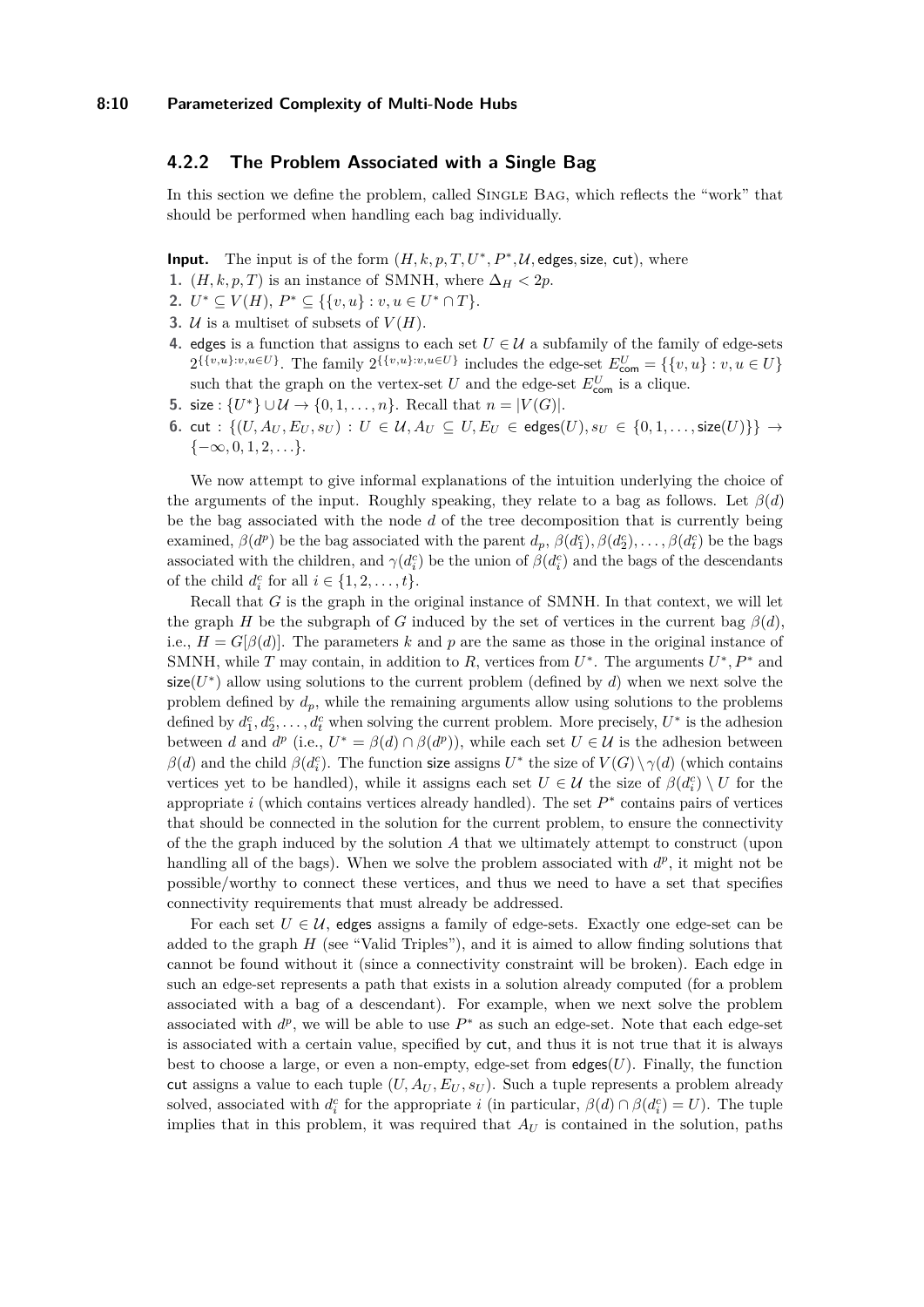### 4.2.2 The Problem Associated with a Single Bag

In this section we define the problem, called Single Bag, which reflects the "work" that should be performed when handling each bag individually.

**Input.** The input is of the form $(H, k, p, T, U^*, P^*, \mathcal{U}, \mathsf{edges}, \mathsf{size}, \mathsf{cut})$, where

1. $(H, k, p, T)$ is an instance of SMNH, where $\Delta_H < 2p$.
2. $U^* \subseteq V(H)$, $P^* \subseteq \{\{v, u\} : v, u \in U^* \cap T\}$.
3. $\mathcal{U}$ is a multiset of subsets of $V(H)$.
4. $\mathsf{edges}$ is a function that assigns to each set $U \in \mathcal{U}$ a subfamily of the family of edge-sets $2^{\{\{v,u\}:v,u \in U\}}$. The family $2^{\{\{v,u\}:v,u \in U\}}$ includes the edge-set $E^U_{\mathsf{com}} = \{\{v, u\} : v, u \in U\}$ such that the graph on the vertex-set $U$ and the edge-set $E^U_{\mathsf{com}}$ is a clique.
5. $\mathsf{size} : \{U^*\} \cup \mathcal{U} \to \{0, 1, \ldots, n\}$. Recall that $n = |V(G)|$.
6. $\mathsf{cut} : \{(U, A_U, E_U, s_U) : U \in \mathcal{U}, A_U \subseteq U, E_U \in \mathsf{edges}(U), s_U \in \{0, 1, \ldots, \mathsf{size}(U)\}\} \to \{-\infty, 0, 1, 2, \ldots\}$.

We now attempt to give informal explanations of the intuition underlying the choice of the arguments of the input. Roughly speaking, they relate to a bag as follows. Let $\beta(d)$ be the bag associated with the node $d$ of the tree decomposition that is currently being examined, $\beta(d^p)$ be the bag associated with the parent $d_p$, $\beta(d^c_1), \beta(d^c_2), \ldots, \beta(d^c_t)$ be the bags associated with the children, and $\gamma(d^c_i)$ be the union of $\beta(d^c_i)$ and the bags of the descendants of the child $d^c_i$ for all $i \in \{1, 2, \ldots, t\}$.

Recall that $G$ is the graph in the original instance of SMNH. In that context, we will let the graph $H$ be the subgraph of $G$ induced by the set of vertices in the current bag $\beta(d)$, i.e., $H = G[\beta(d)]$. The parameters $k$ and $p$ are the same as those in the original instance of SMNH, while $T$ may contain, in addition to $R$, vertices from $U^*$. The arguments $U^*, P^*$ and $\mathsf{size}(U^*)$ allow using solutions to the current problem (defined by $d$) when we next solve the problem defined by $d_p$, while the remaining arguments allow using solutions to the problems defined by $d^c_1, d^c_2, \ldots, d^c_t$ when solving the current problem. More precisely, $U^*$ is the adhesion between $d$ and $d^p$ (i.e., $U^* = \beta(d) \cap \beta(d^p)$), while each set $U \in \mathcal{U}$ is the adhesion between $\beta(d)$ and the child $\beta(d^c_i)$. The function $\mathsf{size}$ assigns $U^*$ the size of $V(G) \setminus \gamma(d)$ (which contains vertices yet to be handled), while it assigns each set $U \in \mathcal{U}$ the size of $\beta(d^c_i) \setminus U$ for the appropriate $i$ (which contains vertices already handled). The set $P^*$ contains pairs of vertices that should be connected in the solution for the current problem, to ensure the connectivity of the the graph induced by the solution $A$ that we ultimately attempt to construct (upon handling all of the bags). When we solve the problem associated with $d^p$, it might not be possible/worthy to connect these vertices, and thus we need to have a set that specifies connectivity requirements that must already be addressed.

For each set $U \in \mathcal{U}$, $\mathsf{edges}$ assigns a family of edge-sets. Exactly one edge-set can be added to the graph $H$ (see "Valid Triples"), and it is aimed to allow finding solutions that cannot be found without it (since a connectivity constraint will be broken). Each edge in such an edge-set represents a path that exists in a solution already computed (for a problem associated with a bag of a descendant). For example, when we next solve the problem associated with $d^p$, we will be able to use $P^*$ as such an edge-set. Note that each edge-set is associated with a certain value, specified by $\mathsf{cut}$, and thus it is not true that it is always best to choose a large, or even a non-empty, edge-set from $\mathsf{edges}(U)$. Finally, the function $\mathsf{cut}$ assigns a value to each tuple $(U, A_U, E_U, s_U)$. Such a tuple represents a problem already solved, associated with $d^c_i$ for the appropriate $i$ (in particular, $\beta(d) \cap \beta(d^c_i) = U$). The tuple implies that in this problem, it was required that $A_U$ is contained in the solution, paths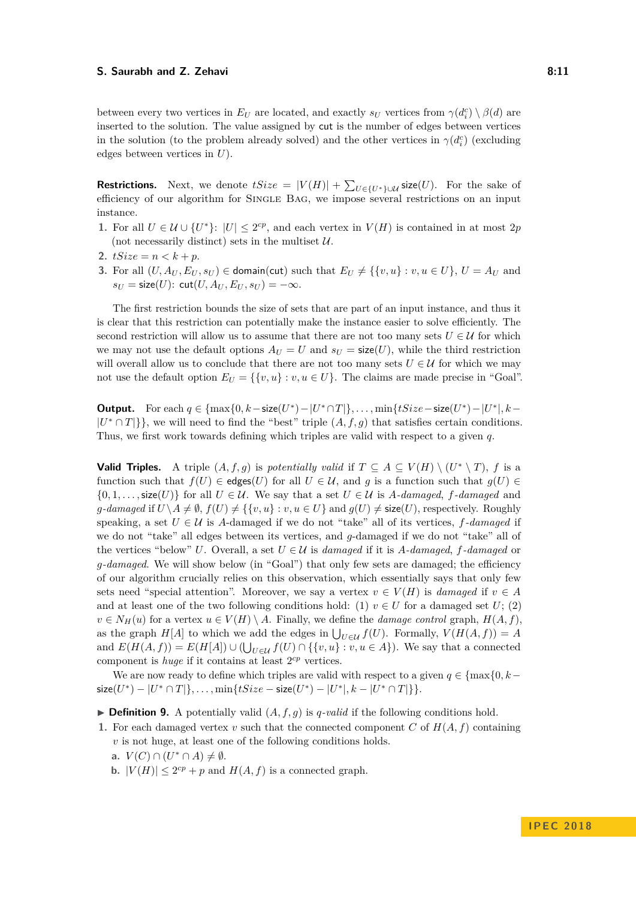between every two vertices in $E_U$ are located, and exactly $s_U$ vertices from $\gamma(d_i^c) \setminus \beta(d)$ are inserted to the solution. The value assigned by $\mathsf{cut}$ is the number of edges between vertices in the solution (to the problem already solved) and the other vertices in $\gamma(d_i^c)$ (excluding edges between vertices in $U$).

**Restrictions.** Next, we denote $tSize = |V(H)| + \sum_{U \in \{U^*\} \cup \mathcal{U}} \mathsf{size}(U)$. For the sake of efficiency of our algorithm for Single Bag, we impose several restrictions on an input instance.

1. For all $U \in \mathcal{U} \cup \{U^*\}$: $|U| \leq 2^{cp}$, and each vertex in $V(H)$ is contained in at most $2p$ (not necessarily distinct) sets in the multiset $\mathcal{U}$.
2. $tSize = n < k + p$.
3. For all $(U, A_U, E_U, s_U) \in \mathsf{domain}(\mathsf{cut})$ such that $E_U \neq \{\{v, u\} : v, u \in U\}$, $U = A_U$ and $s_U = \mathsf{size}(U)$: $\mathsf{cut}(U, A_U, E_U, s_U) = -\infty$.

The first restriction bounds the size of sets that are part of an input instance, and thus it is clear that this restriction can potentially make the instance easier to solve efficiently. The second restriction will allow us to assume that there are not too many sets $U \in \mathcal{U}$ for which we may not use the default options $A_U = U$ and $s_U = \mathsf{size}(U)$, while the third restriction will overall allow us to conclude that there are not too many sets $U \in \mathcal{U}$ for which we may not use the default option $E_U = \{\{v, u\} : v, u \in U\}$. The claims are made precise in "Goal".

**Output.** For each $q \in \{\max\{0, k - \mathsf{size}(U^*) - |U^* \cap T|\}, \ldots, \min\{tSize - \mathsf{size}(U^*) - |U^*|, k - |U^* \cap T|\}\}$, we will need to find the "best" triple $(A, f, g)$ that satisfies certain conditions. Thus, we first work towards defining which triples are valid with respect to a given $q$.

**Valid Triples.** A triple $(A, f, g)$ is *potentially valid* if $T \subseteq A \subseteq V(H) \setminus (U^* \setminus T)$, $f$ is a function such that $f(U) \in \mathsf{edges}(U)$ for all $U \in \mathcal{U}$, and $g$ is a function such that $g(U) \in \{0, 1, \ldots, \mathsf{size}(U)\}$ for all $U \in \mathcal{U}$. We say that a set $U \in \mathcal{U}$ is *$A$-damaged*, *$f$-damaged* and *$g$-damaged* if $U \setminus A \neq \emptyset$, $f(U) \neq \{\{v, u\} : v, u \in U\}$ and $g(U) \neq \mathsf{size}(U)$, respectively. Roughly speaking, a set $U \in \mathcal{U}$ is $A$-damaged if we do not "take" all of its vertices, $f$-damaged if we do not "take" all edges between its vertices, and $g$-damaged if we do not "take" all of the vertices "below" $U$. Overall, a set $U \in \mathcal{U}$ is *damaged* if it is *$A$-damaged*, *$f$-damaged* or *$g$-damaged*. We will show below (in "Goal") that only few sets are damaged; the efficiency of our algorithm crucially relies on this observation, which essentially says that only few sets need "special attention". Moreover, we say a vertex $v \in V(H)$ is *damaged* if $v \in A$ and at least one of the two following conditions hold: (1) $v \in U$ for a damaged set $U$; (2) $v \in N_H(u)$ for a vertex $u \in V(H) \setminus A$. Finally, we define the *damage control* graph, $H(A, f)$, as the graph $H[A]$ to which we add the edges in $\bigcup_{U \in \mathcal{U}} f(U)$. Formally, $V(H(A, f)) = A$ and $E(H(A, f)) = E(H[A]) \cup (\bigcup_{U \in \mathcal{U}} f(U) \cap \{\{v, u\} : v, u \in A\})$. We say that a connected component is *huge* if it contains at least $2^{cp}$ vertices.

We are now ready to define which triples are valid with respect to a given $q \in \{\max\{0, k - \mathsf{size}(U^*) - |U^* \cap T|\}, \ldots, \min\{tSize - \mathsf{size}(U^*) - |U^*|, k - |U^* \cap T|\}\}$.

▶ **Definition 9.** A potentially valid $(A, f, g)$ is *$q$-valid* if the following conditions hold.

1. For each damaged vertex $v$ such that the connected component $C$ of $H(A, f)$ containing $v$ is not huge, at least one of the following conditions holds.
   - **a.** $V(C) \cap (U^* \cap A) \neq \emptyset$.
   - **b.** $|V(H)| \leq 2^{cp} + p$ and $H(A, f)$ is a connected graph.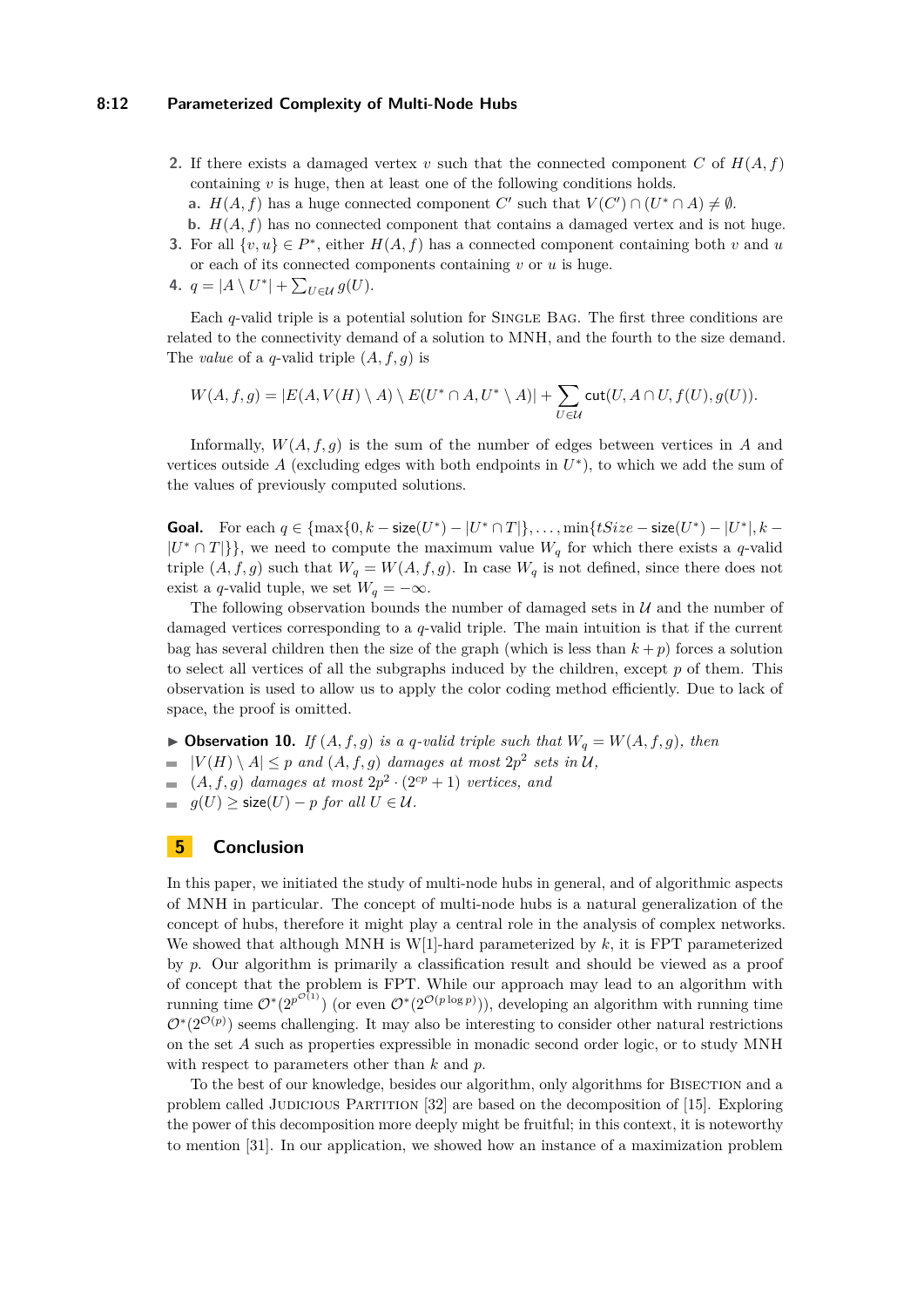2. If there exists a damaged vertex $v$ such that the connected component $C$ of $H(A, f)$ containing $v$ is huge, then at least one of the following conditions holds.
   a. $H(A, f)$ has a huge connected component $C'$ such that $V(C') \cap (U^* \cap A) \neq \emptyset$.
   b. $H(A, f)$ has no connected component that contains a damaged vertex and is not huge.
3. For all $\{v, u\} \in P^*$, either $H(A, f)$ has a connected component containing both $v$ and $u$ or each of its connected components containing $v$ or $u$ is huge.
4. $q = |A \setminus U^*| + \sum_{U \in \mathcal{U}} g(U)$.

Each $q$-valid triple is a potential solution for Single Bag. The first three conditions are related to the connectivity demand of a solution to MNH, and the fourth to the size demand. The *value* of a $q$-valid triple $(A, f, g)$ is

$$W(A, f, g) = |E(A, V(H) \setminus A) \setminus E(U^* \cap A, U^* \setminus A)| + \sum_{U \in \mathcal{U}} \mathsf{cut}(U, A \cap U, f(U), g(U)).$$

Informally, $W(A, f, g)$ is the sum of the number of edges between vertices in $A$ and vertices outside $A$ (excluding edges with both endpoints in $U^*$), to which we add the sum of the values of previously computed solutions.

**Goal.** For each $q \in \{\max\{0, k - \mathsf{size}(U^*) - |U^* \cap T|\}, \ldots, \min\{tSize - \mathsf{size}(U^*) - |U^*|, k - |U^* \cap T|\}\}$, we need to compute the maximum value $W_q$ for which there exists a $q$-valid triple $(A, f, g)$ such that $W_q = W(A, f, g)$. In case $W_q$ is not defined, since there does not exist a $q$-valid tuple, we set $W_q = -\infty$.

The following observation bounds the number of damaged sets in $\mathcal{U}$ and the number of damaged vertices corresponding to a $q$-valid triple. The main intuition is that if the current bag has several children then the size of the graph (which is less than $k + p$) forces a solution to select all vertices of all the subgraphs induced by the children, except $p$ of them. This observation is used to allow us to apply the color coding method efficiently. Due to lack of space, the proof is omitted.

▶ **Observation 10.** *If $(A, f, g)$ is a $q$-valid triple such that $W_q = W(A, f, g)$, then*
- *$|V(H) \setminus A| \leq p$ and $(A, f, g)$ damages at most $2p^2$ sets in $\mathcal{U}$,*
- *$(A, f, g)$ damages at most $2p^2 \cdot (2^{cp} + 1)$ vertices, and*
- *$g(U) \geq \mathsf{size}(U) - p$ for all $U \in \mathcal{U}$.*

## 5 Conclusion

In this paper, we initiated the study of multi-node hubs in general, and of algorithmic aspects of MNH in particular. The concept of multi-node hubs is a natural generalization of the concept of hubs, therefore it might play a central role in the analysis of complex networks. We showed that although MNH is W[1]-hard parameterized by $k$, it is FPT parameterized by $p$. Our algorithm is primarily a classification result and should be viewed as a proof of concept that the problem is FPT. While our approach may lead to an algorithm with running time $\mathcal{O}^*(2^{p^{\mathcal{O}(1)}})$ (or even $\mathcal{O}^*(2^{2^{\mathcal{O}(p \log p)}})$), developing an algorithm with running time $\mathcal{O}^*(2^{\mathcal{O}(p)})$ seems challenging. It may also be interesting to consider other natural restrictions on the set $A$ such as properties expressible in monadic second order logic, or to study MNH with respect to parameters other than $k$ and $p$.

To the best of our knowledge, besides our algorithm, only algorithms for Bisection and a problem called Judicious Partition [32] are based on the decomposition of [15]. Exploring the power of this decomposition more deeply might be fruitful; in this context, it is noteworthy to mention [31]. In our application, we showed how an instance of a maximization problem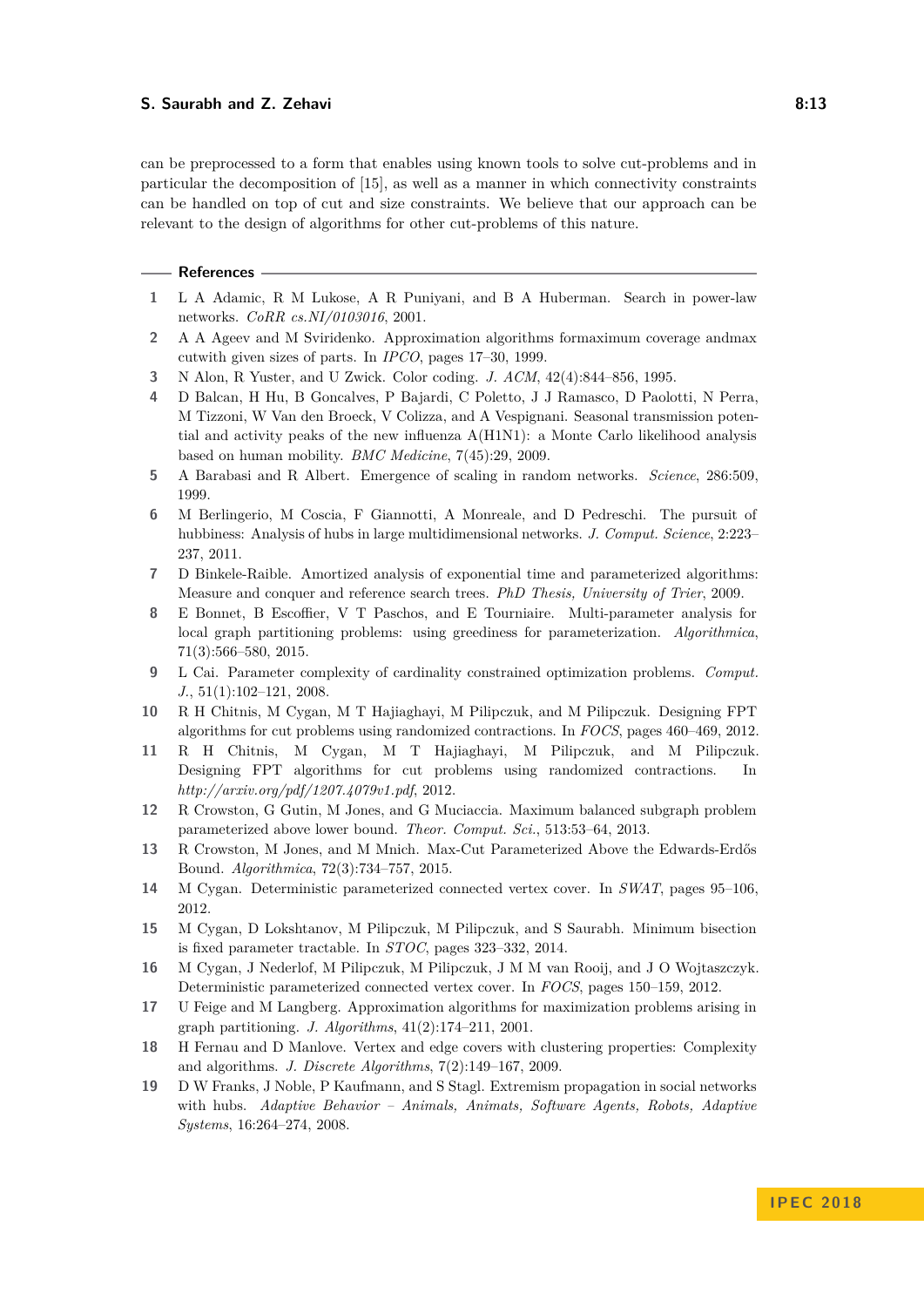can be preprocessed to a form that enables using known tools to solve cut-problems and in particular the decomposition of [15], as well as a manner in which connectivity constraints can be handled on top of cut and size constraints. We believe that our approach can be relevant to the design of algorithms for other cut-problems of this nature.

## References

1. L A Adamic, R M Lukose, A R Puniyani, and B A Huberman. Search in power-law networks. *CoRR cs.NI/0103016*, 2001.
2. A A Ageev and M Sviridenko. Approximation algorithms formaximum coverage andmax cutwith given sizes of parts. In *IPCO*, pages 17–30, 1999.
3. N Alon, R Yuster, and U Zwick. Color coding. *J. ACM*, 42(4):844–856, 1995.
4. D Balcan, H Hu, B Goncalves, P Bajardi, C Poletto, J J Ramasco, D Paolotti, N Perra, M Tizzoni, W Van den Broeck, V Colizza, and A Vespignani. Seasonal transmission potential and activity peaks of the new influenza A(H1N1): a Monte Carlo likelihood analysis based on human mobility. *BMC Medicine*, 7(45):29, 2009.
5. A Barabasi and R Albert. Emergence of scaling in random networks. *Science*, 286:509, 1999.
6. M Berlingerio, M Coscia, F Giannotti, A Monreale, and D Pedreschi. The pursuit of hubbiness: Analysis of hubs in large multidimensional networks. *J. Comput. Science*, 2:223–237, 2011.
7. D Binkele-Raible. Amortized analysis of exponential time and parameterized algorithms: Measure and conquer and reference search trees. *PhD Thesis, University of Trier*, 2009.
8. E Bonnet, B Escoffier, V T Paschos, and E Tourniaire. Multi-parameter analysis for local graph partitioning problems: using greediness for parameterization. *Algorithmica*, 71(3):566–580, 2015.
9. L Cai. Parameter complexity of cardinality constrained optimization problems. *Comput. J.*, 51(1):102–121, 2008.
10. R H Chitnis, M Cygan, M T Hajiaghayi, M Pilipczuk, and M Pilipczuk. Designing FPT algorithms for cut problems using randomized contractions. In *FOCS*, pages 460–469, 2012.
11. R H Chitnis, M Cygan, M T Hajiaghayi, M Pilipczuk, and M Pilipczuk. Designing FPT algorithms for cut problems using randomized contractions. In *http://arxiv.org/pdf/1207.4079v1.pdf*, 2012.
12. R Crowston, G Gutin, M Jones, and G Muciaccia. Maximum balanced subgraph problem parameterized above lower bound. *Theor. Comput. Sci.*, 513:53–64, 2013.
13. R Crowston, M Jones, and M Mnich. Max-Cut Parameterized Above the Edwards-Erdős Bound. *Algorithmica*, 72(3):734–757, 2015.
14. M Cygan. Deterministic parameterized connected vertex cover. In *SWAT*, pages 95–106, 2012.
15. M Cygan, D Lokshtanov, M Pilipczuk, M Pilipczuk, and S Saurabh. Minimum bisection is fixed parameter tractable. In *STOC*, pages 323–332, 2014.
16. M Cygan, J Nederlof, M Pilipczuk, M Pilipczuk, J M M van Rooij, and J O Wojtaszczyk. Deterministic parameterized connected vertex cover. In *FOCS*, pages 150–159, 2012.
17. U Feige and M Langberg. Approximation algorithms for maximization problems arising in graph partitioning. *J. Algorithms*, 41(2):174–211, 2001.
18. H Fernau and D Manlove. Vertex and edge covers with clustering properties: Complexity and algorithms. *J. Discrete Algorithms*, 7(2):149–167, 2009.
19. D W Franks, J Noble, P Kaufmann, and S Stagl. Extremism propagation in social networks with hubs. *Adaptive Behavior – Animals, Animats, Software Agents, Robots, Adaptive Systems*, 16:264–274, 2008.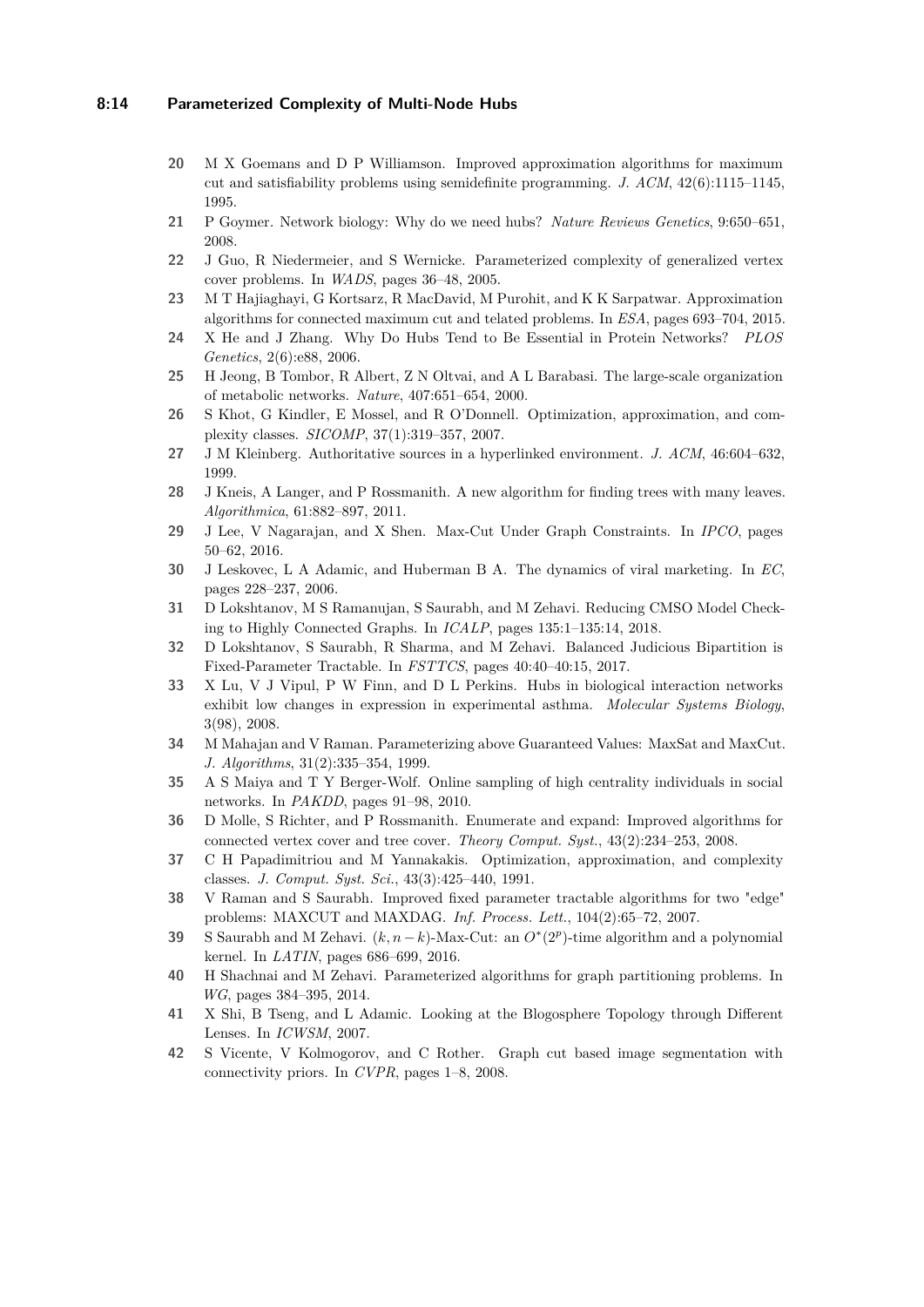20 M X Goemans and D P Williamson. Improved approximation algorithms for maximum cut and satisfiability problems using semidefinite programming. *J. ACM*, 42(6):1115–1145, 1995.

21 P Goymer. Network biology: Why do we need hubs? *Nature Reviews Genetics*, 9:650–651, 2008.

22 J Guo, R Niedermeier, and S Wernicke. Parameterized complexity of generalized vertex cover problems. In *WADS*, pages 36–48, 2005.

23 M T Hajiaghayi, G Kortsarz, R MacDavid, M Purohit, and K K Sarpatwar. Approximation algorithms for connected maximum cut and telated problems. In *ESA*, pages 693–704, 2015.

24 X He and J Zhang. Why Do Hubs Tend to Be Essential in Protein Networks? *PLOS Genetics*, 2(6):e88, 2006.

25 H Jeong, B Tombor, R Albert, Z N Oltvai, and A L Barabasi. The large-scale organization of metabolic networks. *Nature*, 407:651–654, 2000.

26 S Khot, G Kindler, E Mossel, and R O'Donnell. Optimization, approximation, and complexity classes. *SICOMP*, 37(1):319–357, 2007.

27 J M Kleinberg. Authoritative sources in a hyperlinked environment. *J. ACM*, 46:604–632, 1999.

28 J Kneis, A Langer, and P Rossmanith. A new algorithm for finding trees with many leaves. *Algorithmica*, 61:882–897, 2011.

29 J Lee, V Nagarajan, and X Shen. Max-Cut Under Graph Constraints. In *IPCO*, pages 50–62, 2016.

30 J Leskovec, L A Adamic, and Huberman B A. The dynamics of viral marketing. In *EC*, pages 228–237, 2006.

31 D Lokshtanov, M S Ramanujan, S Saurabh, and M Zehavi. Reducing CMSO Model Checking to Highly Connected Graphs. In *ICALP*, pages 135:1–135:14, 2018.

32 D Lokshtanov, S Saurabh, R Sharma, and M Zehavi. Balanced Judicious Bipartition is Fixed-Parameter Tractable. In *FSTTCS*, pages 40:40–40:15, 2017.

33 X Lu, V J Vipul, P W Finn, and D L Perkins. Hubs in biological interaction networks exhibit low changes in expression in experimental asthma. *Molecular Systems Biology*, 3(98), 2008.

34 M Mahajan and V Raman. Parameterizing above Guaranteed Values: MaxSat and MaxCut. *J. Algorithms*, 31(2):335–354, 1999.

35 A S Maiya and T Y Berger-Wolf. Online sampling of high centrality individuals in social networks. In *PAKDD*, pages 91–98, 2010.

36 D Molle, S Richter, and P Rossmanith. Enumerate and expand: Improved algorithms for connected vertex cover and tree cover. *Theory Comput. Syst.*, 43(2):234–253, 2008.

37 C H Papadimitriou and M Yannakakis. Optimization, approximation, and complexity classes. *J. Comput. Syst. Sci.*, 43(3):425–440, 1991.

38 V Raman and S Saurabh. Improved fixed parameter tractable algorithms for two "edge" problems: MAXCUT and MAXDAG. *Inf. Process. Lett.*, 104(2):65–72, 2007.

39 S Saurabh and M Zehavi. $(k, n-k)$-Max-Cut: an $O^*(2^p)$-time algorithm and a polynomial kernel. In *LATIN*, pages 686–699, 2016.

40 H Shachnai and M Zehavi. Parameterized algorithms for graph partitioning problems. In *WG*, pages 384–395, 2014.

41 X Shi, B Tseng, and L Adamic. Looking at the Blogosphere Topology through Different Lenses. In *ICWSM*, 2007.

42 S Vicente, V Kolmogorov, and C Rother. Graph cut based image segmentation with connectivity priors. In *CVPR*, pages 1–8, 2008.